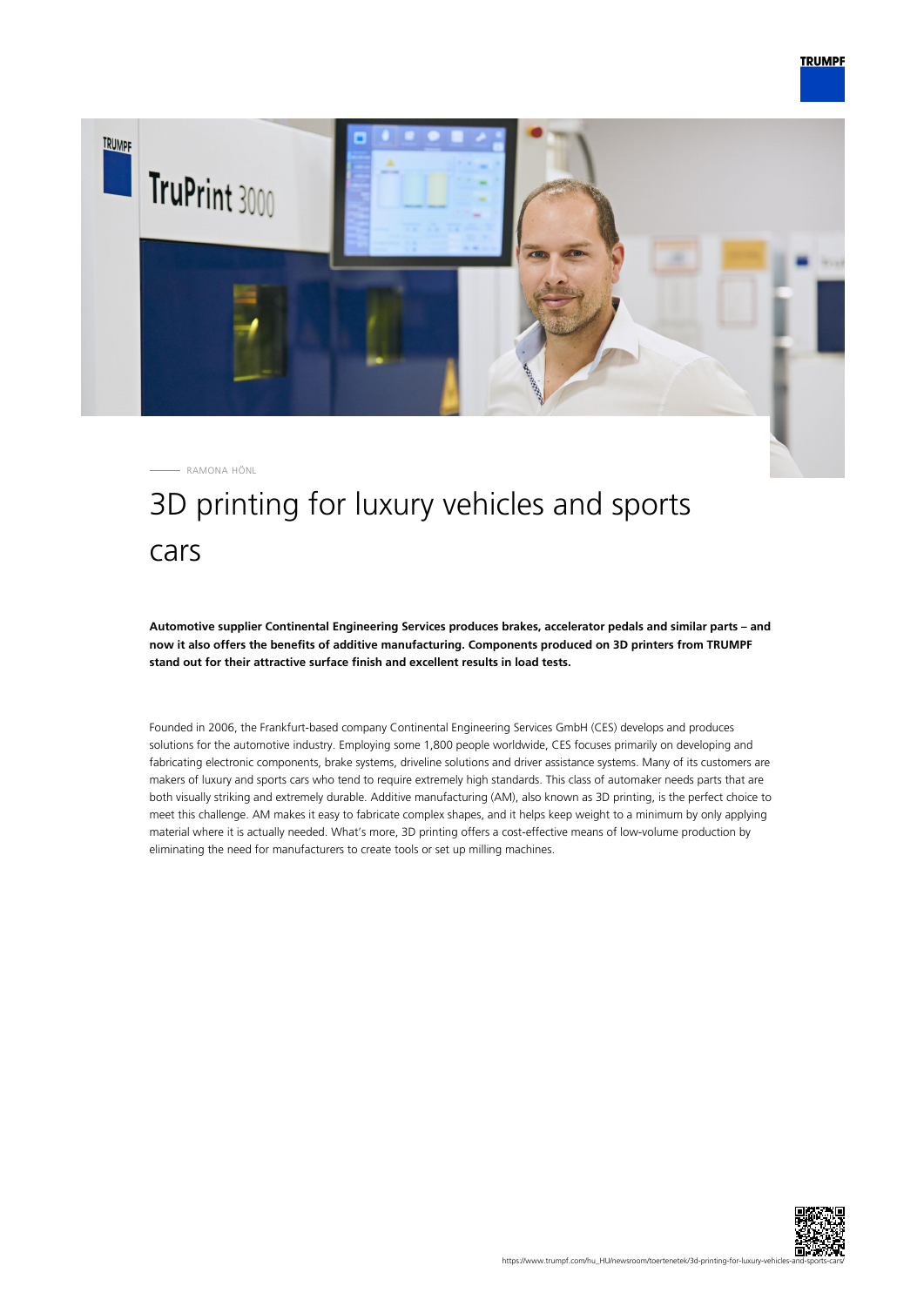RAMONA HÖNL

# 3D printing for luxury vehicles and sports cars

**Automotive supplier Continental Engineering Services produces brakes, accelerator pedals and similar parts – and now it also offers the benefits of additive manufacturing. Components produced on 3D printers from TRUMPF stand out for their attractive surface finish and excellent results in load tests.**

Founded in 2006, the Frankfurt-based company Continental Engineering Services GmbH (CES) develops and produces solutions for the automotive industry. Employing some 1,800 people worldwide, CES focuses primarily on developing and fabricating electronic components, brake systems, driveline solutions and driver assistance systems. Many of its customers are makers of luxury and sports cars who tend to require extremely high standards. This class of automaker needs parts that are both visually striking and extremely durable. Additive manufacturing (AM), also known as 3D printing, is the perfect choice to meet this challenge. AM makes it easy to fabricate complex shapes, and it helps keep weight to a minimum by only applying material where it is actually needed. What's more, 3D printing offers a cost-effective means of low-volume production by eliminating the need for manufacturers to create tools or set up milling machines.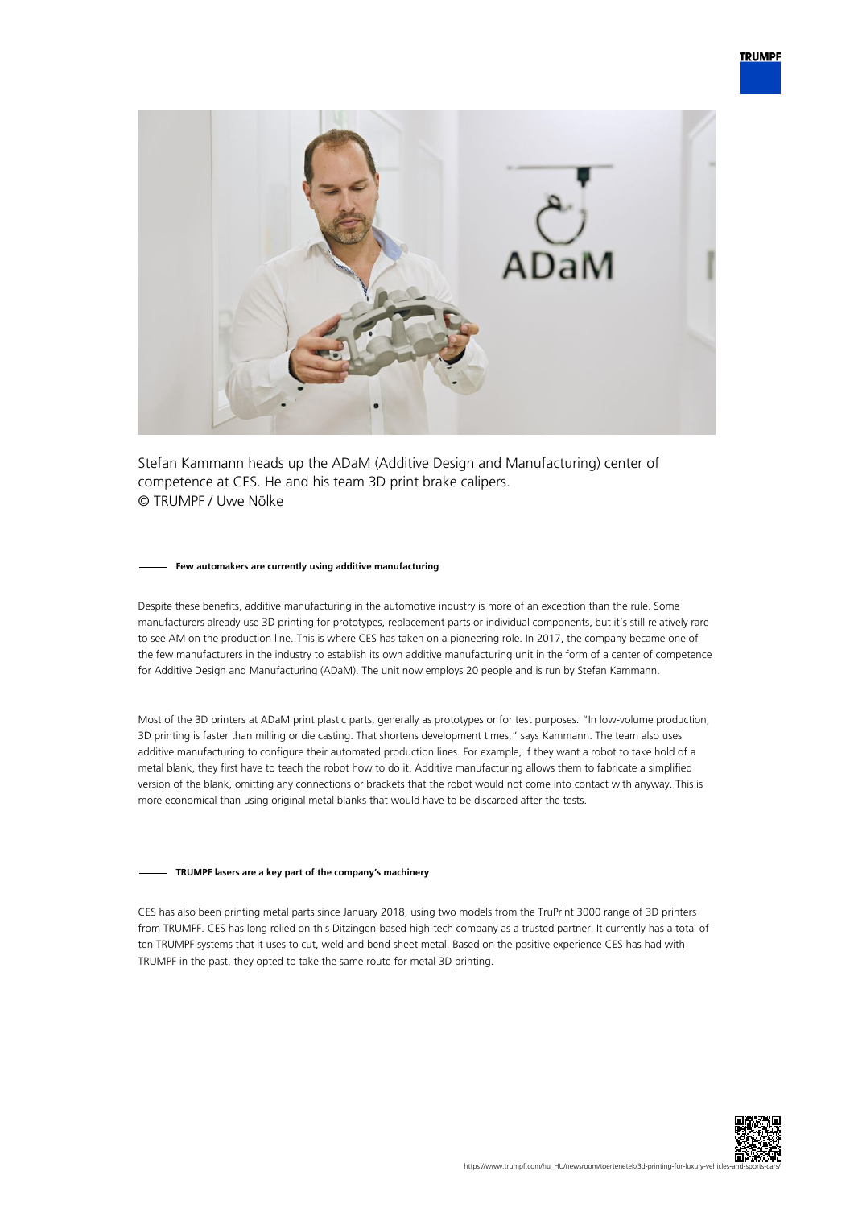Stefan Kammann heads up the ADaM (Additive Design and Manufacturing) center of competence at CES. He and his team 3D print brake calipers.
© TRUMPF / Uwe Nölke

#### Few automakers are currently using additive manufacturing

Despite these benefits, additive manufacturing in the automotive industry is more of an exception than the rule. Some manufacturers already use 3D printing for prototypes, replacement parts or individual components, but it's still relatively rare to see AM on the production line. This is where CES has taken on a pioneering role. In 2017, the company became one of the few manufacturers in the industry to establish its own additive manufacturing unit in the form of a center of competence for Additive Design and Manufacturing (ADaM). The unit now employs 20 people and is run by Stefan Kammann.

Most of the 3D printers at ADaM print plastic parts, generally as prototypes or for test purposes. "In low-volume production, 3D printing is faster than milling or die casting. That shortens development times," says Kammann. The team also uses additive manufacturing to configure their automated production lines. For example, if they want a robot to take hold of a metal blank, they first have to teach the robot how to do it. Additive manufacturing allows them to fabricate a simplified version of the blank, omitting any connections or brackets that the robot would not come into contact with anyway. This is more economical than using original metal blanks that would have to be discarded after the tests.

#### TRUMPF lasers are a key part of the company's machinery

CES has also been printing metal parts since January 2018, using two models from the TruPrint 3000 range of 3D printers from TRUMPF. CES has long relied on this Ditzingen-based high-tech company as a trusted partner. It currently has a total of ten TRUMPF systems that it uses to cut, weld and bend sheet metal. Based on the positive experience CES has had with TRUMPF in the past, they opted to take the same route for metal 3D printing.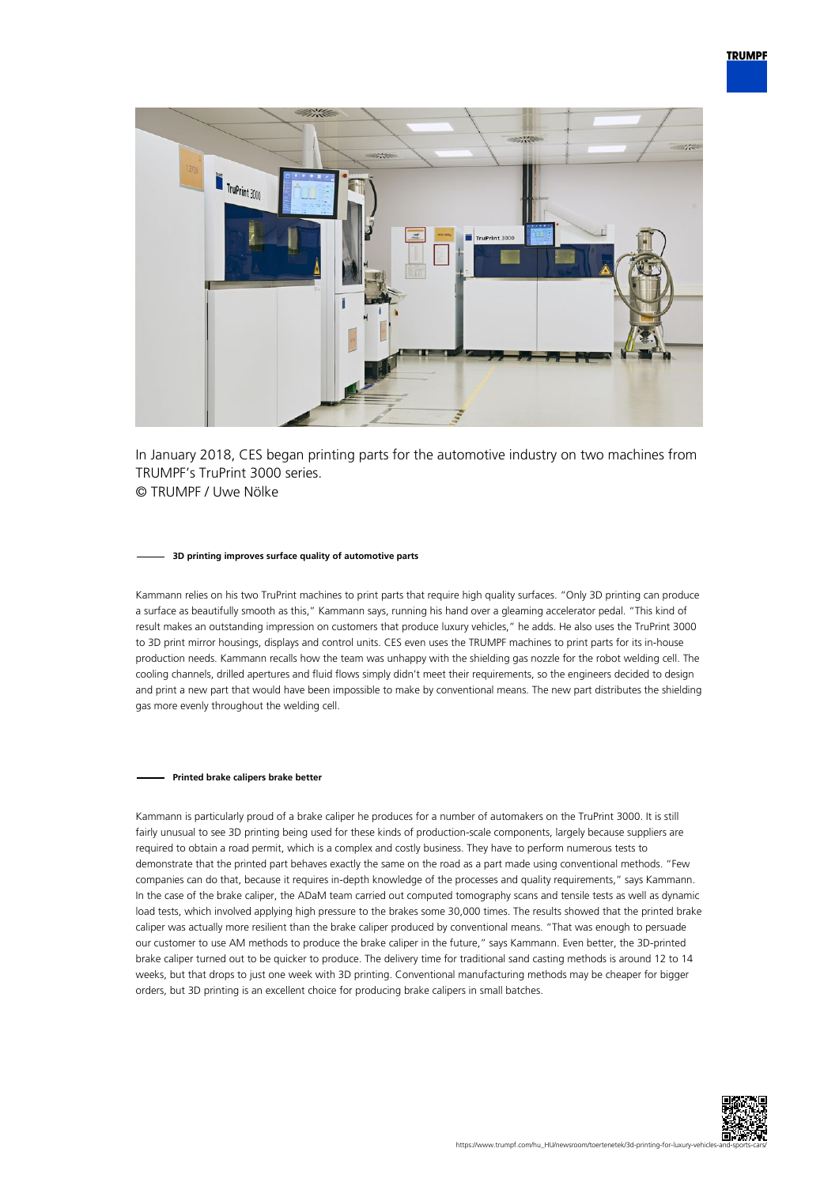In January 2018, CES began printing parts for the automotive industry on two machines from TRUMPF's TruPrint 3000 series.
© TRUMPF / Uwe Nölke

## 3D printing improves surface quality of automotive parts

Kammann relies on his two TruPrint machines to print parts that require high quality surfaces. "Only 3D printing can produce a surface as beautifully smooth as this," Kammann says, running his hand over a gleaming accelerator pedal. "This kind of result makes an outstanding impression on customers that produce luxury vehicles," he adds. He also uses the TruPrint 3000 to 3D print mirror housings, displays and control units. CES even uses the TRUMPF machines to print parts for its in-house production needs. Kammann recalls how the team was unhappy with the shielding gas nozzle for the robot welding cell. The cooling channels, drilled apertures and fluid flows simply didn't meet their requirements, so the engineers decided to design and print a new part that would have been impossible to make by conventional means. The new part distributes the shielding gas more evenly throughout the welding cell.

## Printed brake calipers brake better

Kammann is particularly proud of a brake caliper he produces for a number of automakers on the TruPrint 3000. It is still fairly unusual to see 3D printing being used for these kinds of production-scale components, largely because suppliers are required to obtain a road permit, which is a complex and costly business. They have to perform numerous tests to demonstrate that the printed part behaves exactly the same on the road as a part made using conventional methods. "Few companies can do that, because it requires in-depth knowledge of the processes and quality requirements," says Kammann. In the case of the brake caliper, the ADaM team carried out computed tomography scans and tensile tests as well as dynamic load tests, which involved applying high pressure to the brakes some 30,000 times. The results showed that the printed brake caliper was actually more resilient than the brake caliper produced by conventional means. "That was enough to persuade our customer to use AM methods to produce the brake caliper in the future," says Kammann. Even better, the 3D-printed brake caliper turned out to be quicker to produce. The delivery time for traditional sand casting methods is around 12 to 14 weeks, but that drops to just one week with 3D printing. Conventional manufacturing methods may be cheaper for bigger orders, but 3D printing is an excellent choice for producing brake calipers in small batches.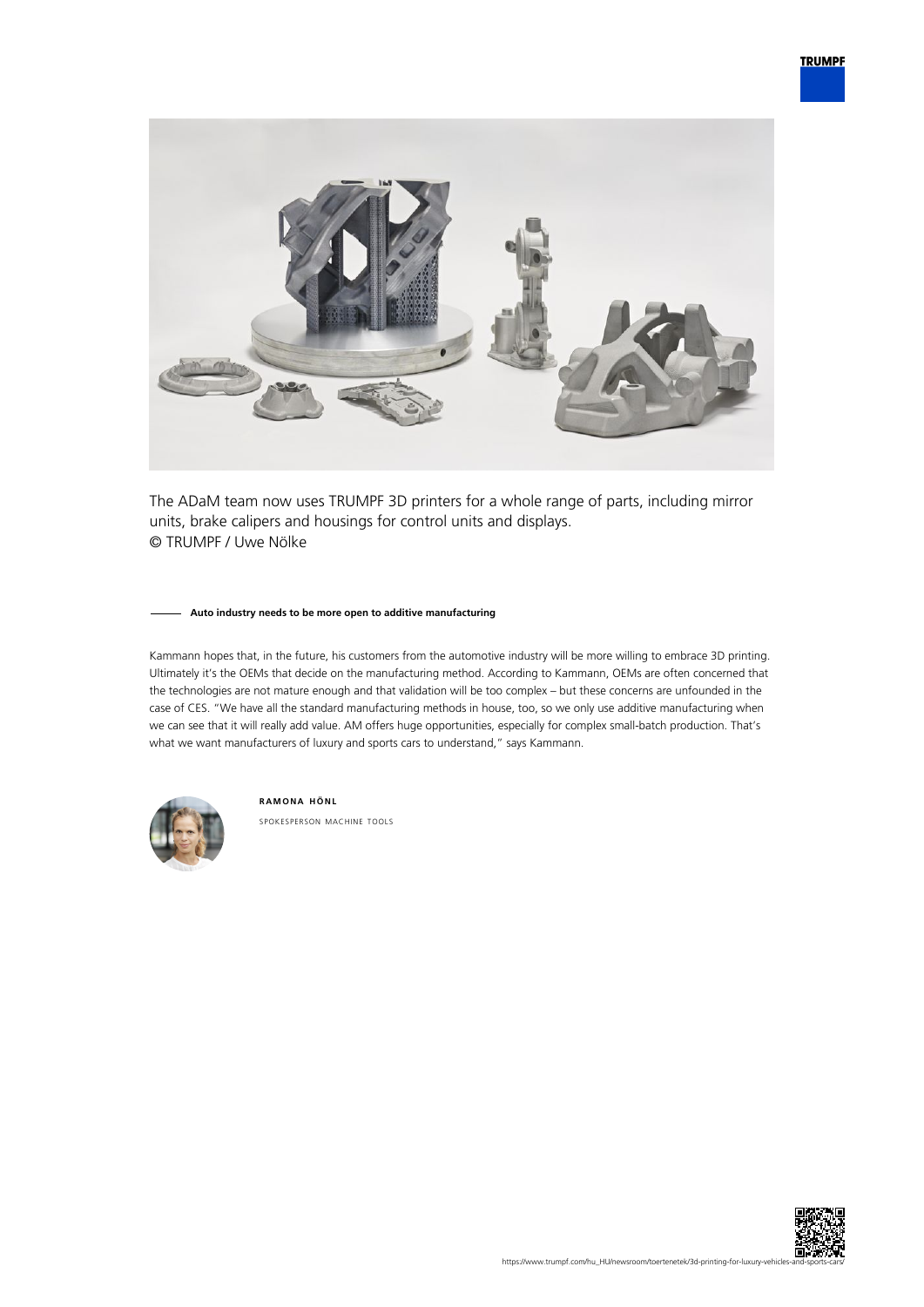The ADaM team now uses TRUMPF 3D printers for a whole range of parts, including mirror units, brake calipers and housings for control units and displays.
© TRUMPF / Uwe Nölke

### Auto industry needs to be more open to additive manufacturing

Kammann hopes that, in the future, his customers from the automotive industry will be more willing to embrace 3D printing. Ultimately it's the OEMs that decide on the manufacturing method. According to Kammann, OEMs are often concerned that the technologies are not mature enough and that validation will be too complex – but these concerns are unfounded in the case of CES. "We have all the standard manufacturing methods in house, too, so we only use additive manufacturing when we can see that it will really add value. AM offers huge opportunities, especially for complex small-batch production. That's what we want manufacturers of luxury and sports cars to understand," says Kammann.

**RAMONA HÖNL**
SPOKESPERSON MACHINE TOOLS

https://www.trumpf.com/hu_HU/newsroom/toertenetek/3d-printing-for-luxury-vehicles-and-sports-cars/